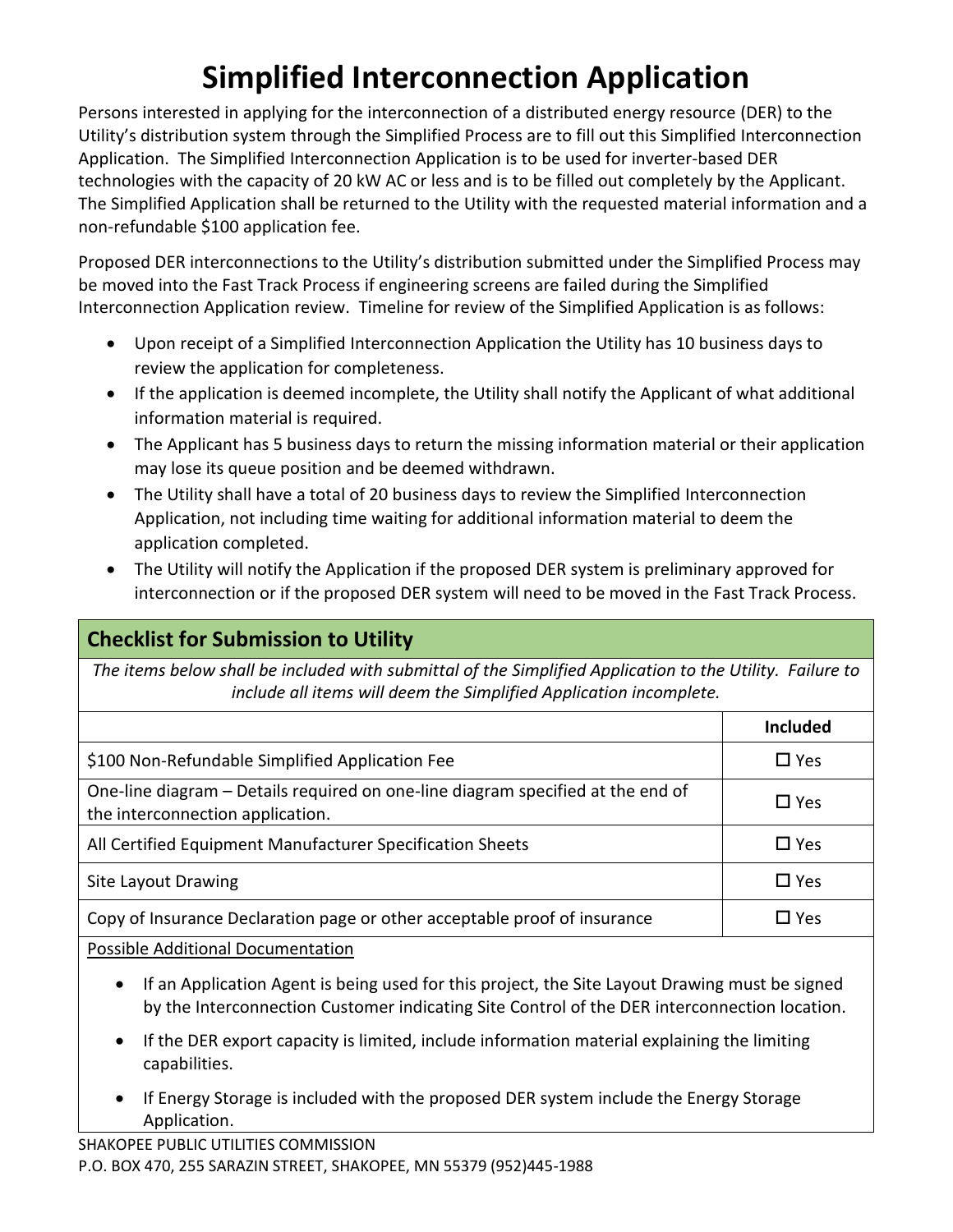# Simplified Interconnection Application

Persons interested in applying for the interconnection of a distributed energy resource (DER) to the Utility's distribution system through the Simplified Process are to fill out this Simplified Interconnection Application. The Simplified Interconnection Application is to be used for inverter-based DER technologies with the capacity of 20 kW AC or less and is to be filled out completely by the Applicant. The Simplified Application shall be returned to the Utility with the requested material information and a non-refundable $100 application fee.

Proposed DER interconnections to the Utility's distribution submitted under the Simplified Process may be moved into the Fast Track Process if engineering screens are failed during the Simplified Interconnection Application review. Timeline for review of the Simplified Application is as follows:

- Upon receipt of a Simplified Interconnection Application the Utility has 10 business days to review the application for completeness.
- If the application is deemed incomplete, the Utility shall notify the Applicant of what additional information material is required.
- The Applicant has 5 business days to return the missing information material or their application may lose its queue position and be deemed withdrawn.
- The Utility shall have a total of 20 business days to review the Simplified Interconnection Application, not including time waiting for additional information material to deem the application completed.
- The Utility will notify the Application if the proposed DER system is preliminary approved for interconnection or if the proposed DER system will need to be moved in the Fast Track Process.

## Checklist for Submission to Utility

*The items below shall be included with submittal of the Simplified Application to the Utility. Failure to include all items will deem the Simplified Application incomplete.*

| | **Included** |
|---|---|
| $100 Non-Refundable Simplified Application Fee | ☐ Yes |
| One-line diagram – Details required on one-line diagram specified at the end of the interconnection application. | ☐ Yes |
| All Certified Equipment Manufacturer Specification Sheets | ☐ Yes |
| Site Layout Drawing | ☐ Yes |
| Copy of Insurance Declaration page or other acceptable proof of insurance | ☐ Yes |

<u>Possible Additional Documentation</u>

- If an Application Agent is being used for this project, the Site Layout Drawing must be signed by the Interconnection Customer indicating Site Control of the DER interconnection location.
- If the DER export capacity is limited, include information material explaining the limiting capabilities.
- If Energy Storage is included with the proposed DER system include the Energy Storage Application.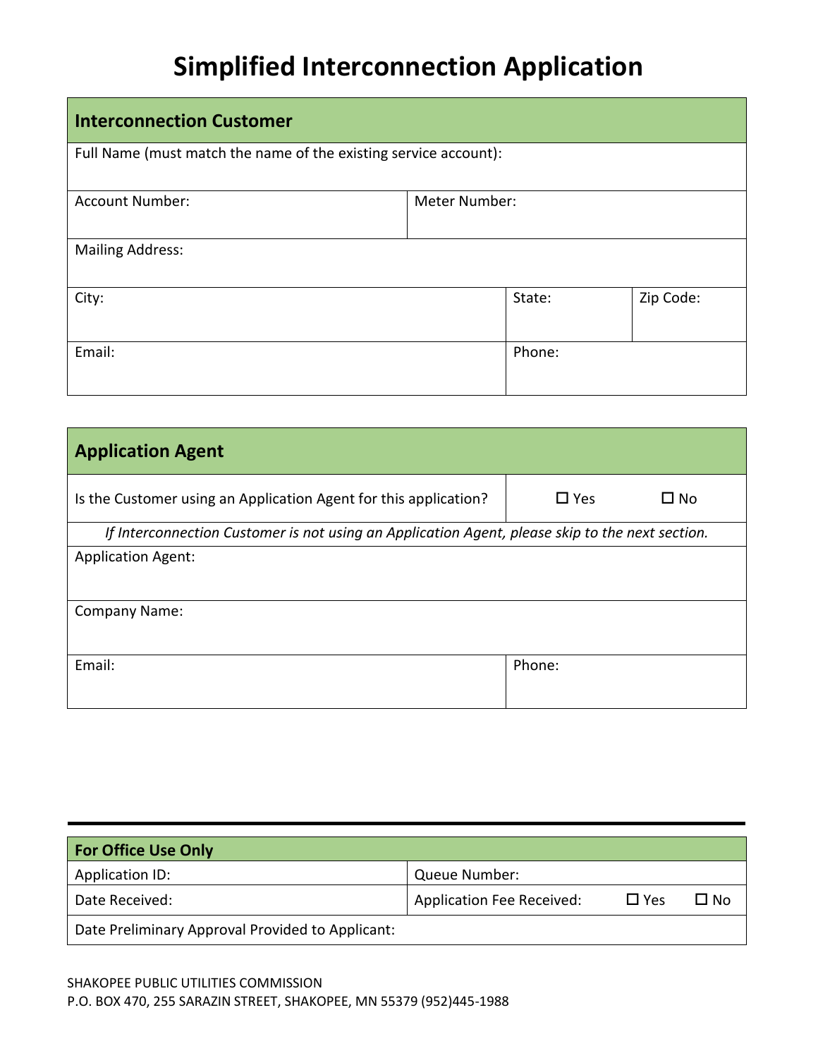# Simplified Interconnection Application

| Interconnection Customer | | |
|---|---|---|
| Full Name (must match the name of the existing service account): | | |
| Account Number: | Meter Number: | |
| Mailing Address: | | |
| City: | State: | Zip Code: |
| Email: | Phone: | |

| Application Agent | | |
|---|---|---|
| Is the Customer using an Application Agent for this application? | ☐ Yes | ☐ No |
| *If Interconnection Customer is not using an Application Agent, please skip to the next section.* | | |
| Application Agent: | | |
| Company Name: | | |
| Email: | Phone: | |

| For Office Use Only | |
|---|---|
| Application ID: | Queue Number: |
| Date Received: | Application Fee Received: ☐ Yes ☐ No |
| Date Preliminary Approval Provided to Applicant: | |

SHAKOPEE PUBLIC UTILITIES COMMISSION
P.O. BOX 470, 255 SARAZIN STREET, SHAKOPEE, MN 55379 (952)445-1988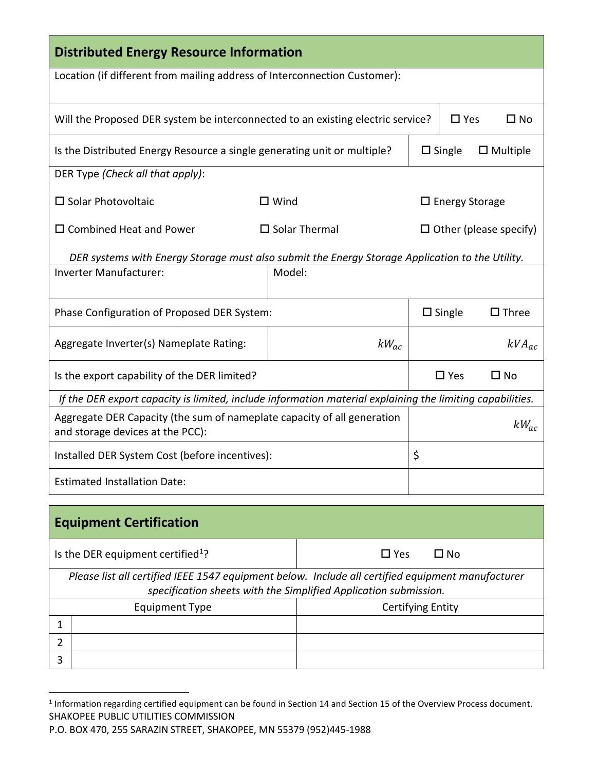## Distributed Energy Resource Information

| Location (if different from mailing address of Interconnection Customer): | | |
|---|---|---|
| Will the Proposed DER system be interconnected to an existing electric service? | | ☐ Yes ☐ No |
| Is the Distributed Energy Resource a single generating unit or multiple? | | ☐ Single ☐ Multiple |

DER Type *(Check all that apply)*:

| | | |
|---|---|---|
| ☐ Solar Photovoltaic | ☐ Wind | ☐ Energy Storage |
| ☐ Combined Heat and Power | ☐ Solar Thermal | ☐ Other (please specify) |

*DER systems with Energy Storage must also submit the Energy Storage Application to the Utility.*

| Inverter Manufacturer: | Model: | |
|---|---|---|
| Phase Configuration of Proposed DER System: | | ☐ Single ☐ Three |
| Aggregate Inverter(s) Nameplate Rating: | $kW_{ac}$ | $kVA_{ac}$ |
| Is the export capability of the DER limited? | | ☐ Yes ☐ No |

*If the DER export capacity is limited, include information material explaining the limiting capabilities.*

| | |
|---|---|
| Aggregate DER Capacity (the sum of nameplate capacity of all generation and storage devices at the PCC): | $kW_{ac}$ |
| Installed DER System Cost (before incentives): | $ |
| Estimated Installation Date: | |

## Equipment Certification

| Is the DER equipment certified[1]? | ☐ Yes ☐ No |
|---|---|

*Please list all certified IEEE 1547 equipment below. Include all certified equipment manufacturer specification sheets with the Simplified Application submission.*

| | Equipment Type | Certifying Entity |
|---|---|---|
| 1 | | |
| 2 | | |
| 3 | | |

[1] Information regarding certified equipment can be found in Section 14 and Section 15 of the Overview Process document.

SHAKOPEE PUBLIC UTILITIES COMMISSION
P.O. BOX 470, 255 SARAZIN STREET, SHAKOPEE, MN 55379 (952)445-1988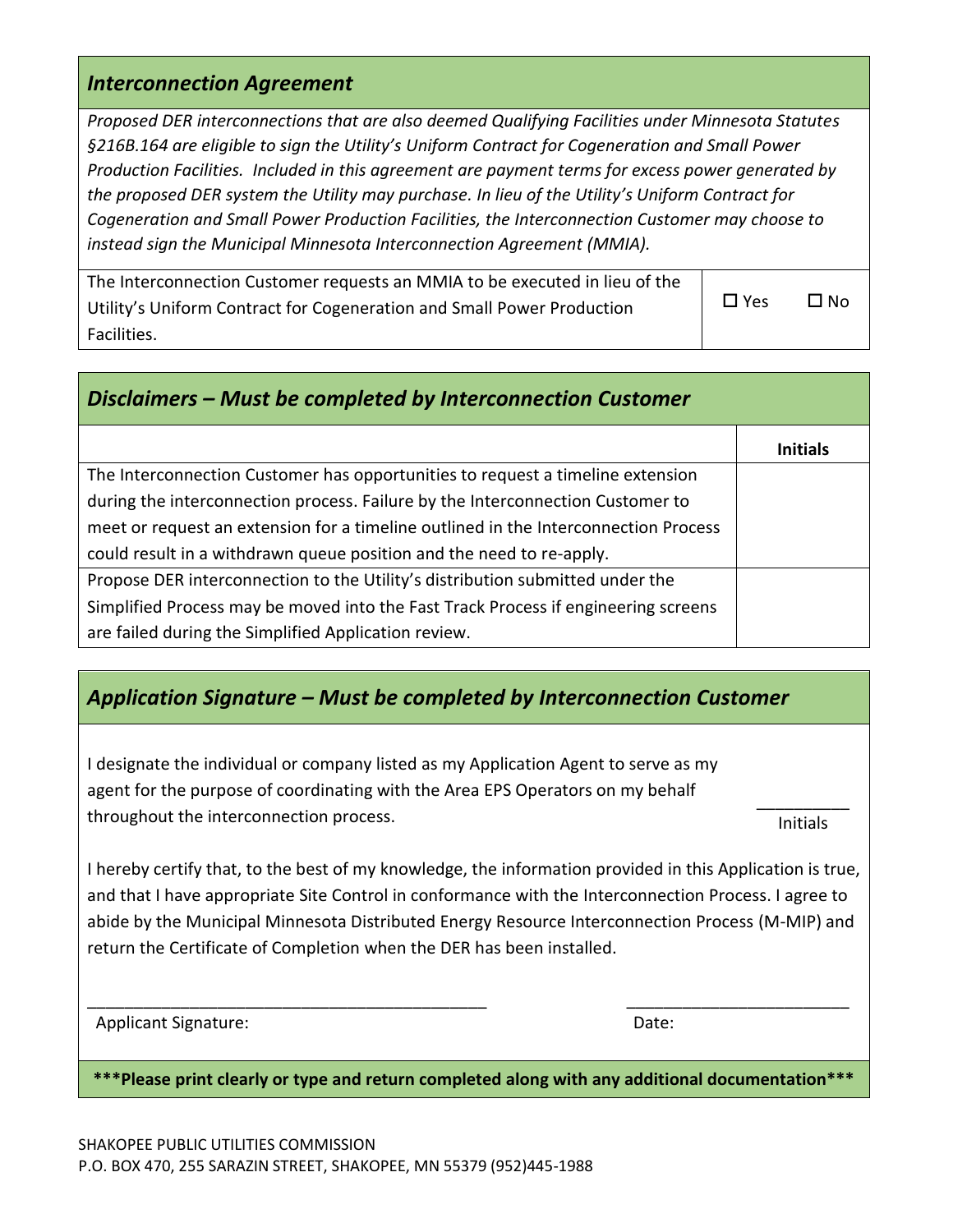## *Interconnection Agreement*

*Proposed DER interconnections that are also deemed Qualifying Facilities under Minnesota Statutes §216B.164 are eligible to sign the Utility's Uniform Contract for Cogeneration and Small Power Production Facilities. Included in this agreement are payment terms for excess power generated by the proposed DER system the Utility may purchase. In lieu of the Utility's Uniform Contract for Cogeneration and Small Power Production Facilities, the Interconnection Customer may choose to instead sign the Municipal Minnesota Interconnection Agreement (MMIA).*

| | |
|---|---|
| The Interconnection Customer requests an MMIA to be executed in lieu of the Utility's Uniform Contract for Cogeneration and Small Power Production Facilities. | ☐ Yes ☐ No |

## *Disclaimers – Must be completed by Interconnection Customer*

| | **Initials** |
|---|---|
| The Interconnection Customer has opportunities to request a timeline extension during the interconnection process. Failure by the Interconnection Customer to meet or request an extension for a timeline outlined in the Interconnection Process could result in a withdrawn queue position and the need to re-apply. | |
| Propose DER interconnection to the Utility's distribution submitted under the Simplified Process may be moved into the Fast Track Process if engineering screens are failed during the Simplified Application review. | |

## *Application Signature – Must be completed by Interconnection Customer*

I designate the individual or company listed as my Application Agent to serve as my agent for the purpose of coordinating with the Area EPS Operators on my behalf throughout the interconnection process.

__________
Initials

I hereby certify that, to the best of my knowledge, the information provided in this Application is true, and that I have appropriate Site Control in conformance with the Interconnection Process. I agree to abide by the Municipal Minnesota Distributed Energy Resource Interconnection Process (M-MIP) and return the Certificate of Completion when the DER has been installed.

_____________________________________________ ________________________

Applicant Signature: Date:

**\*\*\*Please print clearly or type and return completed along with any additional documentation\*\*\***

SHAKOPEE PUBLIC UTILITIES COMMISSION
P.O. BOX 470, 255 SARAZIN STREET, SHAKOPEE, MN 55379 (952)445-1988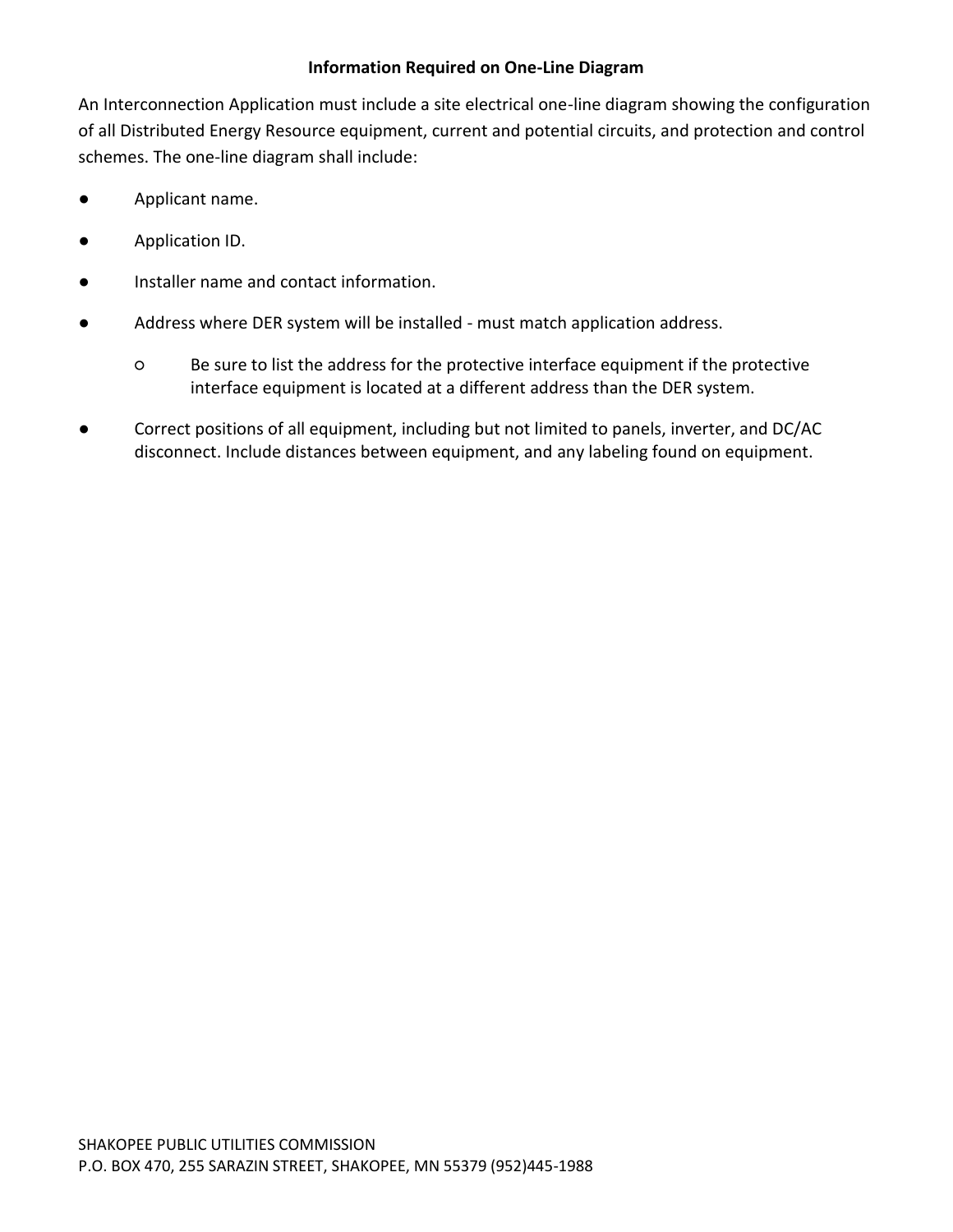**Information Required on One-Line Diagram**

An Interconnection Application must include a site electrical one-line diagram showing the configuration of all Distributed Energy Resource equipment, current and potential circuits, and protection and control schemes. The one-line diagram shall include:

- Applicant name.
- Application ID.
- Installer name and contact information.
- Address where DER system will be installed - must match application address.
  - Be sure to list the address for the protective interface equipment if the protective interface equipment is located at a different address than the DER system.
- Correct positions of all equipment, including but not limited to panels, inverter, and DC/AC disconnect. Include distances between equipment, and any labeling found on equipment.